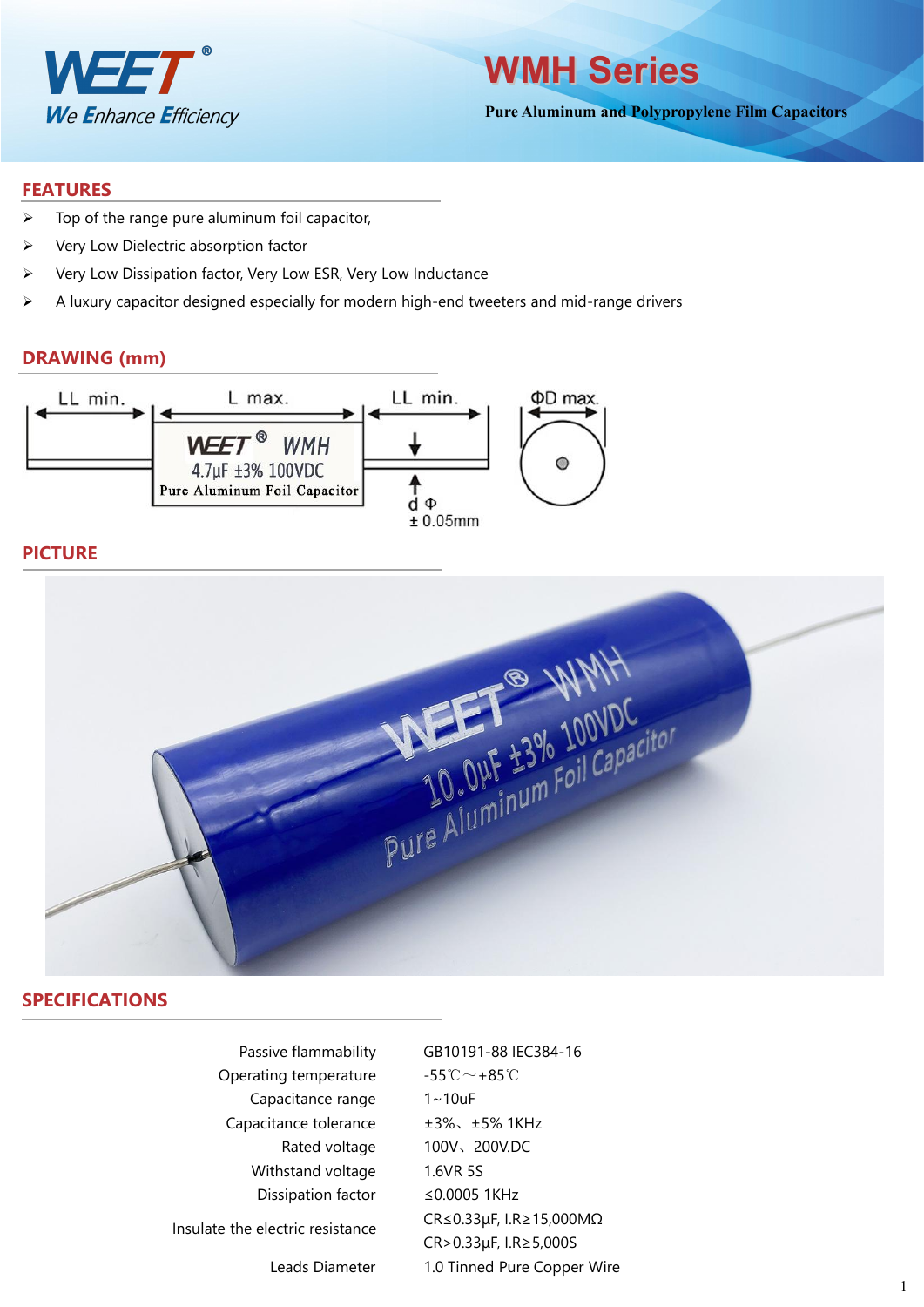WEET®
We Enhance Efficiency

# WMH Series

**Pure Aluminum and Polypropylene Film Capacitors**

## FEATURES

- Top of the range pure aluminum foil capacitor,
- Very Low Dielectric absorption factor
- Very Low Dissipation factor, Very Low ESR, Very Low Inductance
- A luxury capacitor designed especially for modern high-end tweeters and mid-range drivers

## DRAWING (mm)

LL min. | L max. | LL min. | ΦD max.

WEET® WMH
4.7μF ±3% 100VDC
Pure Aluminum Foil Capacitor

d Φ
± 0.05mm

## PICTURE

## SPECIFICATIONS

| | |
|---|---|
| Passive flammability | GB10191-88 IEC384-16 |
| Operating temperature | -55℃～+85℃ |
| Capacitance range | 1~10uF |
| Capacitance tolerance | ±3%、±5% 1KHz |
| Rated voltage | 100V、200V.DC |
| Withstand voltage | 1.6VR 5S |
| Dissipation factor | ≤0.0005 1KHz |
| Insulate the electric resistance | CR≤0.33μF, I.R≥15,000MΩ<br>CR>0.33μF, I.R≥5,000S |
| Leads Diameter | 1.0 Tinned Pure Copper Wire |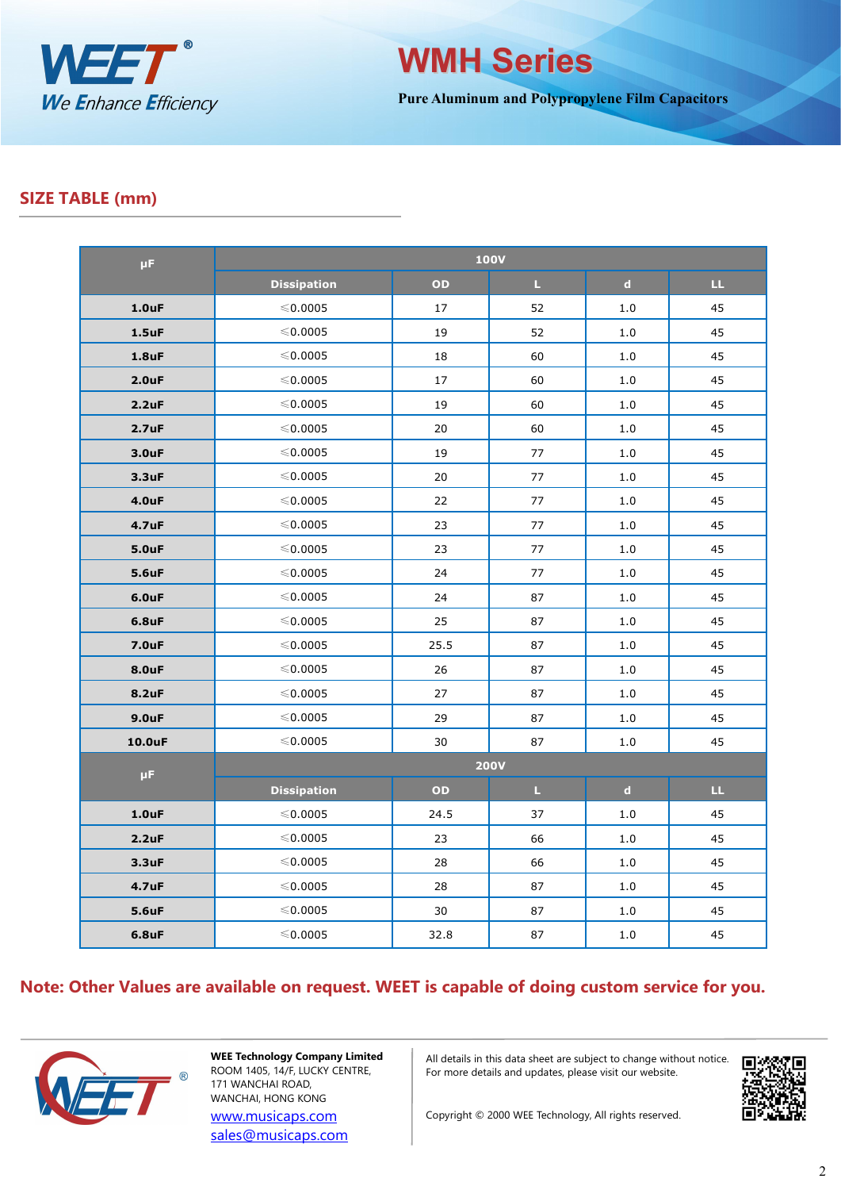# WMH Series

**Pure Aluminum and Polypropylene Film Capacitors**

## SIZE TABLE (mm)

| μF | 100V | | | | |
|---|---|---|---|---|---|
| | Dissipation | OD | L | d | LL |
| 1.0uF | ≤0.0005 | 17 | 52 | 1.0 | 45 |
| 1.5uF | ≤0.0005 | 19 | 52 | 1.0 | 45 |
| 1.8uF | ≤0.0005 | 18 | 60 | 1.0 | 45 |
| 2.0uF | ≤0.0005 | 17 | 60 | 1.0 | 45 |
| 2.2uF | ≤0.0005 | 19 | 60 | 1.0 | 45 |
| 2.7uF | ≤0.0005 | 20 | 60 | 1.0 | 45 |
| 3.0uF | ≤0.0005 | 19 | 77 | 1.0 | 45 |
| 3.3uF | ≤0.0005 | 20 | 77 | 1.0 | 45 |
| 4.0uF | ≤0.0005 | 22 | 77 | 1.0 | 45 |
| 4.7uF | ≤0.0005 | 23 | 77 | 1.0 | 45 |
| 5.0uF | ≤0.0005 | 23 | 77 | 1.0 | 45 |
| 5.6uF | ≤0.0005 | 24 | 77 | 1.0 | 45 |
| 6.0uF | ≤0.0005 | 24 | 87 | 1.0 | 45 |
| 6.8uF | ≤0.0005 | 25 | 87 | 1.0 | 45 |
| 7.0uF | ≤0.0005 | 25.5 | 87 | 1.0 | 45 |
| 8.0uF | ≤0.0005 | 26 | 87 | 1.0 | 45 |
| 8.2uF | ≤0.0005 | 27 | 87 | 1.0 | 45 |
| 9.0uF | ≤0.0005 | 29 | 87 | 1.0 | 45 |
| 10.0uF | ≤0.0005 | 30 | 87 | 1.0 | 45 |
| μF | 200V | | | | |
| | Dissipation | OD | L | d | LL |
| 1.0uF | ≤0.0005 | 24.5 | 37 | 1.0 | 45 |
| 2.2uF | ≤0.0005 | 23 | 66 | 1.0 | 45 |
| 3.3uF | ≤0.0005 | 28 | 66 | 1.0 | 45 |
| 4.7uF | ≤0.0005 | 28 | 87 | 1.0 | 45 |
| 5.6uF | ≤0.0005 | 30 | 87 | 1.0 | 45 |
| 6.8uF | ≤0.0005 | 32.8 | 87 | 1.0 | 45 |

**Note: Other Values are available on request. WEET is capable of doing custom service for you.**

**WEE Technology Company Limited**
ROOM 1405, 14/F, LUCKY CENTRE,
171 WANCHAI ROAD,
WANCHAI, HONG KONG
www.musicaps.com
sales@musicaps.com

All details in this data sheet are subject to change without notice.
For more details and updates, please visit our website.

Copyright © 2000 WEE Technology, All rights reserved.